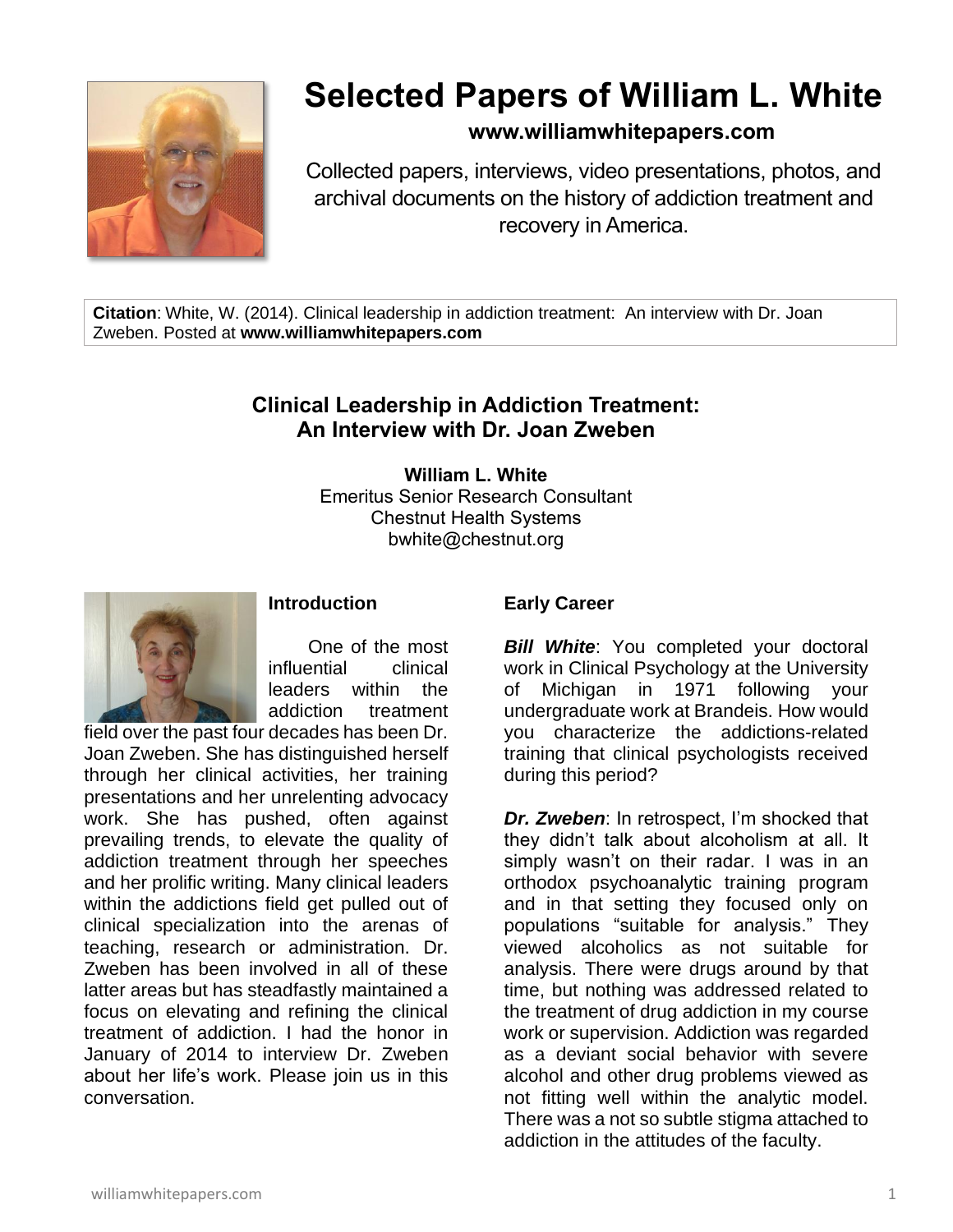# Selected Papers of William L. White

**www.williamwhitepapers.com**

Collected papers, interviews, video presentations, photos, and archival documents on the history of addiction treatment and recovery in America.

**Citation**: White, W. (2014). Clinical leadership in addiction treatment: An interview with Dr. Joan Zweben. Posted at **www.williamwhitepapers.com**

## Clinical Leadership in Addiction Treatment: An Interview with Dr. Joan Zweben

**William L. White**
Emeritus Senior Research Consultant
Chestnut Health Systems
bwhite@chestnut.org

### Introduction

One of the most influential clinical leaders within the addiction treatment field over the past four decades has been Dr. Joan Zweben. She has distinguished herself through her clinical activities, her training presentations and her unrelenting advocacy work. She has pushed, often against prevailing trends, to elevate the quality of addiction treatment through her speeches and her prolific writing. Many clinical leaders within the addictions field get pulled out of clinical specialization into the arenas of teaching, research or administration. Dr. Zweben has been involved in all of these latter areas but has steadfastly maintained a focus on elevating and refining the clinical treatment of addiction. I had the honor in January of 2014 to interview Dr. Zweben about her life's work. Please join us in this conversation.

### Early Career

***Bill White***: You completed your doctoral work in Clinical Psychology at the University of Michigan in 1971 following your undergraduate work at Brandeis. How would you characterize the addictions-related training that clinical psychologists received during this period?

***Dr. Zweben***: In retrospect, I'm shocked that they didn't talk about alcoholism at all. It simply wasn't on their radar. I was in an orthodox psychoanalytic training program and in that setting they focused only on populations "suitable for analysis." They viewed alcoholics as not suitable for analysis. There were drugs around by that time, but nothing was addressed related to the treatment of drug addiction in my course work or supervision. Addiction was regarded as a deviant social behavior with severe alcohol and other drug problems viewed as not fitting well within the analytic model. There was a not so subtle stigma attached to addiction in the attitudes of the faculty.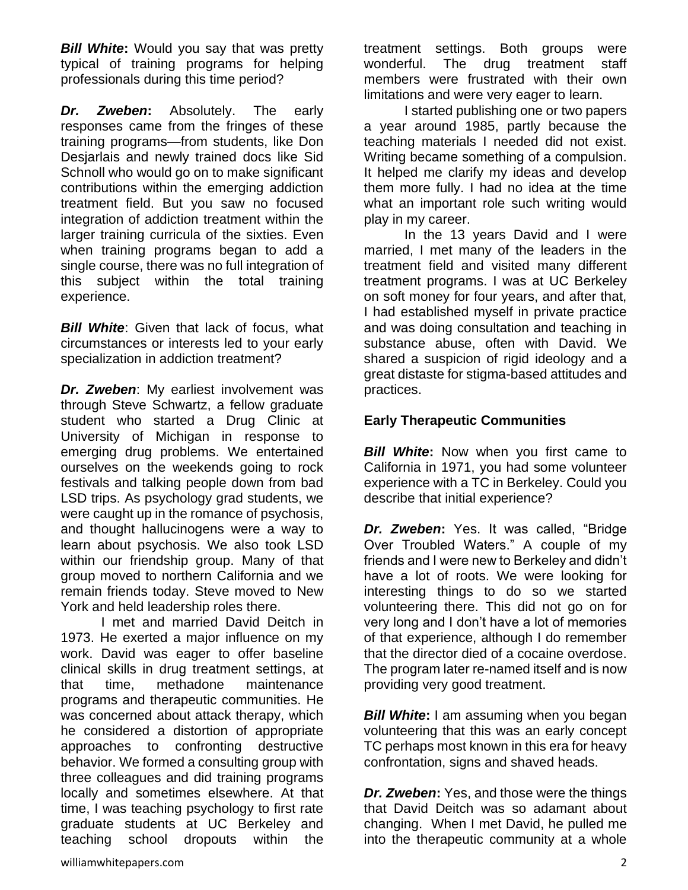***Bill White*:** Would you say that was pretty typical of training programs for helping professionals during this time period?

***Dr. Zweben*:** Absolutely. The early responses came from the fringes of these training programs—from students, like Don Desjarlais and newly trained docs like Sid Schnoll who would go on to make significant contributions within the emerging addiction treatment field. But you saw no focused integration of addiction treatment within the larger training curricula of the sixties. Even when training programs began to add a single course, there was no full integration of this subject within the total training experience.

***Bill White*:** Given that lack of focus, what circumstances or interests led to your early specialization in addiction treatment?

***Dr. Zweben*:** My earliest involvement was through Steve Schwartz, a fellow graduate student who started a Drug Clinic at University of Michigan in response to emerging drug problems. We entertained ourselves on the weekends going to rock festivals and talking people down from bad LSD trips. As psychology grad students, we were caught up in the romance of psychosis, and thought hallucinogens were a way to learn about psychosis. We also took LSD within our friendship group. Many of that group moved to northern California and we remain friends today. Steve moved to New York and held leadership roles there.

I met and married David Deitch in 1973. He exerted a major influence on my work. David was eager to offer baseline clinical skills in drug treatment settings, at that time, methadone maintenance programs and therapeutic communities. He was concerned about attack therapy, which he considered a distortion of appropriate approaches to confronting destructive behavior. We formed a consulting group with three colleagues and did training programs locally and sometimes elsewhere. At that time, I was teaching psychology to first rate graduate students at UC Berkeley and teaching school dropouts within the treatment settings. Both groups were wonderful. The drug treatment staff members were frustrated with their own limitations and were very eager to learn.

I started publishing one or two papers a year around 1985, partly because the teaching materials I needed did not exist. Writing became something of a compulsion. It helped me clarify my ideas and develop them more fully. I had no idea at the time what an important role such writing would play in my career.

In the 13 years David and I were married, I met many of the leaders in the treatment field and visited many different treatment programs. I was at UC Berkeley on soft money for four years, and after that, I had established myself in private practice and was doing consultation and teaching in substance abuse, often with David. We shared a suspicion of rigid ideology and a great distaste for stigma-based attitudes and practices.

## Early Therapeutic Communities

***Bill White*:** Now when you first came to California in 1971, you had some volunteer experience with a TC in Berkeley. Could you describe that initial experience?

***Dr. Zweben*:** Yes. It was called, "Bridge Over Troubled Waters." A couple of my friends and I were new to Berkeley and didn't have a lot of roots. We were looking for interesting things to do so we started volunteering there. This did not go on for very long and I don't have a lot of memories of that experience, although I do remember that the director died of a cocaine overdose. The program later re-named itself and is now providing very good treatment.

***Bill White*:** I am assuming when you began volunteering that this was an early concept TC perhaps most known in this era for heavy confrontation, signs and shaved heads.

***Dr. Zweben*:** Yes, and those were the things that David Deitch was so adamant about changing. When I met David, he pulled me into the therapeutic community at a whole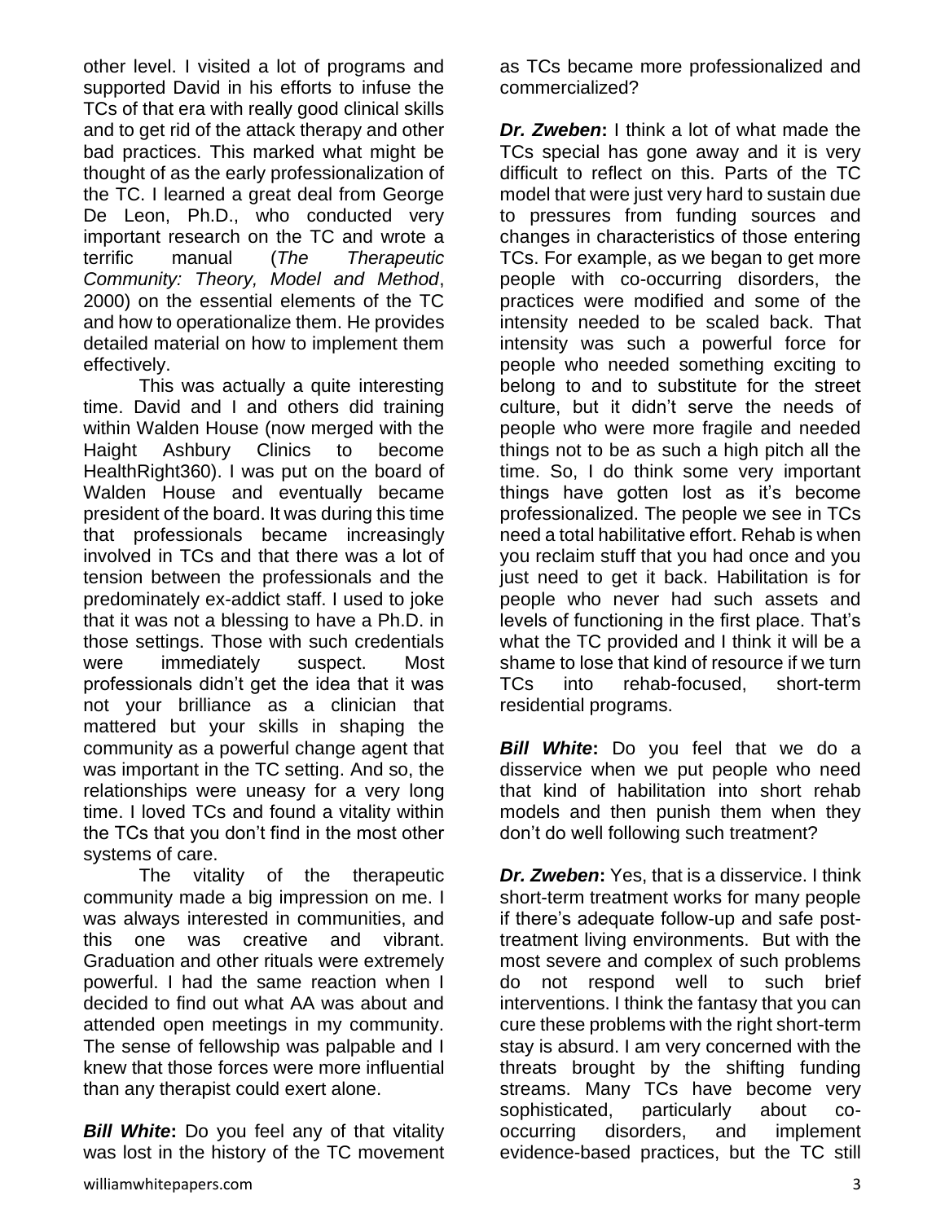other level. I visited a lot of programs and supported David in his efforts to infuse the TCs of that era with really good clinical skills and to get rid of the attack therapy and other bad practices. This marked what might be thought of as the early professionalization of the TC. I learned a great deal from George De Leon, Ph.D., who conducted very important research on the TC and wrote a terrific manual (*The Therapeutic Community: Theory, Model and Method*, 2000) on the essential elements of the TC and how to operationalize them. He provides detailed material on how to implement them effectively.

This was actually a quite interesting time. David and I and others did training within Walden House (now merged with the Haight Ashbury Clinics to become HealthRight360). I was put on the board of Walden House and eventually became president of the board. It was during this time that professionals became increasingly involved in TCs and that there was a lot of tension between the professionals and the predominately ex-addict staff. I used to joke that it was not a blessing to have a Ph.D. in those settings. Those with such credentials were immediately suspect. Most professionals didn't get the idea that it was not your brilliance as a clinician that mattered but your skills in shaping the community as a powerful change agent that was important in the TC setting. And so, the relationships were uneasy for a very long time. I loved TCs and found a vitality within the TCs that you don't find in the most other systems of care.

The vitality of the therapeutic community made a big impression on me. I was always interested in communities, and this one was creative and vibrant. Graduation and other rituals were extremely powerful. I had the same reaction when I decided to find out what AA was about and attended open meetings in my community. The sense of fellowship was palpable and I knew that those forces were more influential than any therapist could exert alone.

***Bill White*:** Do you feel any of that vitality was lost in the history of the TC movement as TCs became more professionalized and commercialized?

***Dr. Zweben*:** I think a lot of what made the TCs special has gone away and it is very difficult to reflect on this. Parts of the TC model that were just very hard to sustain due to pressures from funding sources and changes in characteristics of those entering TCs. For example, as we began to get more people with co-occurring disorders, the practices were modified and some of the intensity needed to be scaled back. That intensity was such a powerful force for people who needed something exciting to belong to and to substitute for the street culture, but it didn't serve the needs of people who were more fragile and needed things not to be as such a high pitch all the time. So, I do think some very important things have gotten lost as it's become professionalized. The people we see in TCs need a total habilitative effort. Rehab is when you reclaim stuff that you had once and you just need to get it back. Habilitation is for people who never had such assets and levels of functioning in the first place. That's what the TC provided and I think it will be a shame to lose that kind of resource if we turn TCs into rehab-focused, short-term residential programs.

***Bill White*:** Do you feel that we do a disservice when we put people who need that kind of habilitation into short rehab models and then punish them when they don't do well following such treatment?

***Dr. Zweben*:** Yes, that is a disservice. I think short-term treatment works for many people if there's adequate follow-up and safe post-treatment living environments. But with the most severe and complex of such problems do not respond well to such brief interventions. I think the fantasy that you can cure these problems with the right short-term stay is absurd. I am very concerned with the threats brought by the shifting funding streams. Many TCs have become very sophisticated, particularly about co-occurring disorders, and implement evidence-based practices, but the TC still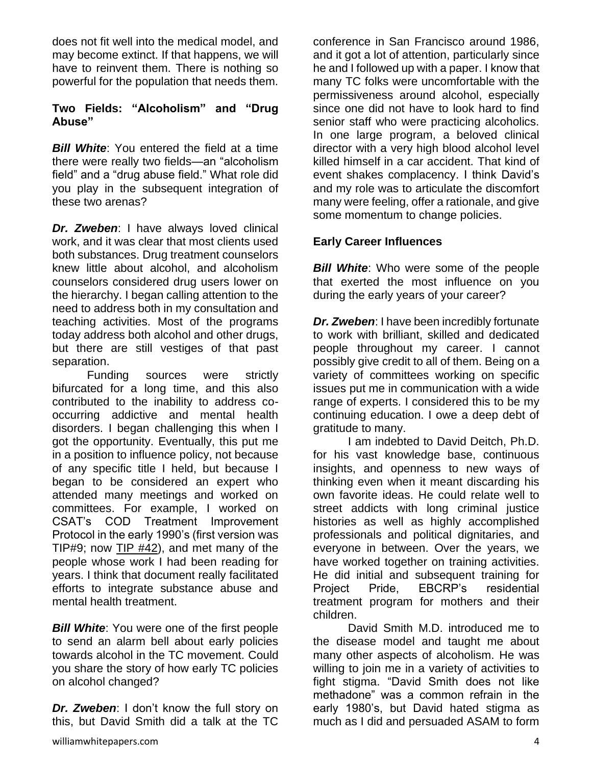does not fit well into the medical model, and may become extinct. If that happens, we will have to reinvent them. There is nothing so powerful for the population that needs them.

### Two Fields: "Alcoholism" and "Drug Abuse"

***Bill White***: You entered the field at a time there were really two fields—an "alcoholism field" and a "drug abuse field." What role did you play in the subsequent integration of these two arenas?

***Dr. Zweben***: I have always loved clinical work, and it was clear that most clients used both substances. Drug treatment counselors knew little about alcohol, and alcoholism counselors considered drug users lower on the hierarchy. I began calling attention to the need to address both in my consultation and teaching activities. Most of the programs today address both alcohol and other drugs, but there are still vestiges of that past separation.

Funding sources were strictly bifurcated for a long time, and this also contributed to the inability to address co-occurring addictive and mental health disorders. I began challenging this when I got the opportunity. Eventually, this put me in a position to influence policy, not because of any specific title I held, but because I began to be considered an expert who attended many meetings and worked on committees. For example, I worked on CSAT's COD Treatment Improvement Protocol in the early 1990's (first version was TIP#9; now TIP #42), and met many of the people whose work I had been reading for years. I think that document really facilitated efforts to integrate substance abuse and mental health treatment.

***Bill White***: You were one of the first people to send an alarm bell about early policies towards alcohol in the TC movement. Could you share the story of how early TC policies on alcohol changed?

***Dr. Zweben***: I don't know the full story on this, but David Smith did a talk at the TC conference in San Francisco around 1986, and it got a lot of attention, particularly since he and I followed up with a paper. I know that many TC folks were uncomfortable with the permissiveness around alcohol, especially since one did not have to look hard to find senior staff who were practicing alcoholics. In one large program, a beloved clinical director with a very high blood alcohol level killed himself in a car accident. That kind of event shakes complacency. I think David's and my role was to articulate the discomfort many were feeling, offer a rationale, and give some momentum to change policies.

### Early Career Influences

***Bill White***: Who were some of the people that exerted the most influence on you during the early years of your career?

***Dr. Zweben***: I have been incredibly fortunate to work with brilliant, skilled and dedicated people throughout my career. I cannot possibly give credit to all of them. Being on a variety of committees working on specific issues put me in communication with a wide range of experts. I considered this to be my continuing education. I owe a deep debt of gratitude to many.

I am indebted to David Deitch, Ph.D. for his vast knowledge base, continuous insights, and openness to new ways of thinking even when it meant discarding his own favorite ideas. He could relate well to street addicts with long criminal justice histories as well as highly accomplished professionals and political dignitaries, and everyone in between. Over the years, we have worked together on training activities. He did initial and subsequent training for Project Pride, EBCRP's residential treatment program for mothers and their children.

David Smith M.D. introduced me to the disease model and taught me about many other aspects of alcoholism. He was willing to join me in a variety of activities to fight stigma. "David Smith does not like methadone" was a common refrain in the early 1980's, but David hated stigma as much as I did and persuaded ASAM to form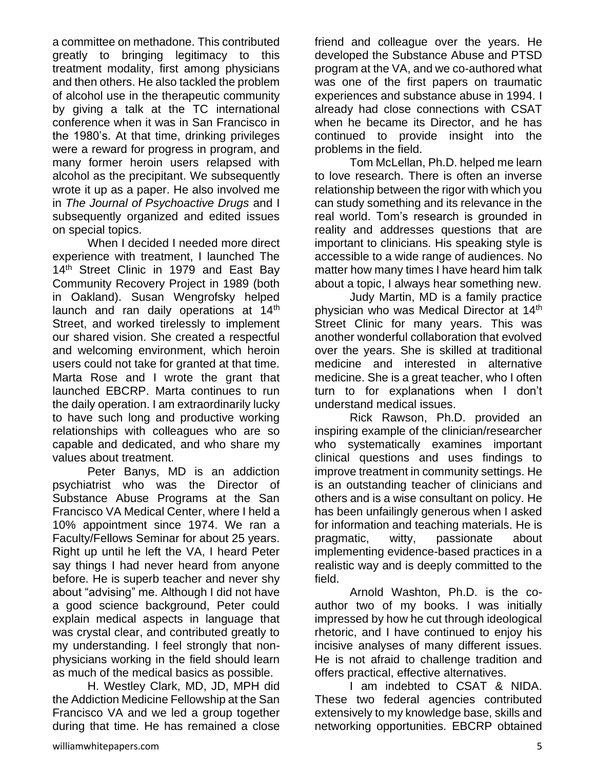a committee on methadone. This contributed greatly to bringing legitimacy to this treatment modality, first among physicians and then others. He also tackled the problem of alcohol use in the therapeutic community by giving a talk at the TC international conference when it was in San Francisco in the 1980's. At that time, drinking privileges were a reward for progress in program, and many former heroin users relapsed with alcohol as the precipitant. We subsequently wrote it up as a paper. He also involved me in *The Journal of Psychoactive Drugs* and I subsequently organized and edited issues on special topics.

When I decided I needed more direct experience with treatment, I launched The 14th Street Clinic in 1979 and East Bay Community Recovery Project in 1989 (both in Oakland). Susan Wengrofsky helped launch and ran daily operations at 14th Street, and worked tirelessly to implement our shared vision. She created a respectful and welcoming environment, which heroin users could not take for granted at that time. Marta Rose and I wrote the grant that launched EBCRP. Marta continues to run the daily operation. I am extraordinarily lucky to have such long and productive working relationships with colleagues who are so capable and dedicated, and who share my values about treatment.

Peter Banys, MD is an addiction psychiatrist who was the Director of Substance Abuse Programs at the San Francisco VA Medical Center, where I held a 10% appointment since 1974. We ran a Faculty/Fellows Seminar for about 25 years. Right up until he left the VA, I heard Peter say things I had never heard from anyone before. He is superb teacher and never shy about "advising" me. Although I did not have a good science background, Peter could explain medical aspects in language that was crystal clear, and contributed greatly to my understanding. I feel strongly that non-physicians working in the field should learn as much of the medical basics as possible.

H. Westley Clark, MD, JD, MPH did the Addiction Medicine Fellowship at the San Francisco VA and we led a group together during that time. He has remained a close friend and colleague over the years. He developed the Substance Abuse and PTSD program at the VA, and we co-authored what was one of the first papers on traumatic experiences and substance abuse in 1994. I already had close connections with CSAT when he became its Director, and he has continued to provide insight into the problems in the field.

Tom McLellan, Ph.D. helped me learn to love research. There is often an inverse relationship between the rigor with which you can study something and its relevance in the real world. Tom's research is grounded in reality and addresses questions that are important to clinicians. His speaking style is accessible to a wide range of audiences. No matter how many times I have heard him talk about a topic, I always hear something new.

Judy Martin, MD is a family practice physician who was Medical Director at 14th Street Clinic for many years. This was another wonderful collaboration that evolved over the years. She is skilled at traditional medicine and interested in alternative medicine. She is a great teacher, who I often turn to for explanations when I don't understand medical issues.

Rick Rawson, Ph.D. provided an inspiring example of the clinician/researcher who systematically examines important clinical questions and uses findings to improve treatment in community settings. He is an outstanding teacher of clinicians and others and is a wise consultant on policy. He has been unfailingly generous when I asked for information and teaching materials. He is pragmatic, witty, passionate about implementing evidence-based practices in a realistic way and is deeply committed to the field.

Arnold Washton, Ph.D. is the co-author two of my books. I was initially impressed by how he cut through ideological rhetoric, and I have continued to enjoy his incisive analyses of many different issues. He is not afraid to challenge tradition and offers practical, effective alternatives.

I am indebted to CSAT & NIDA. These two federal agencies contributed extensively to my knowledge base, skills and networking opportunities. EBCRP obtained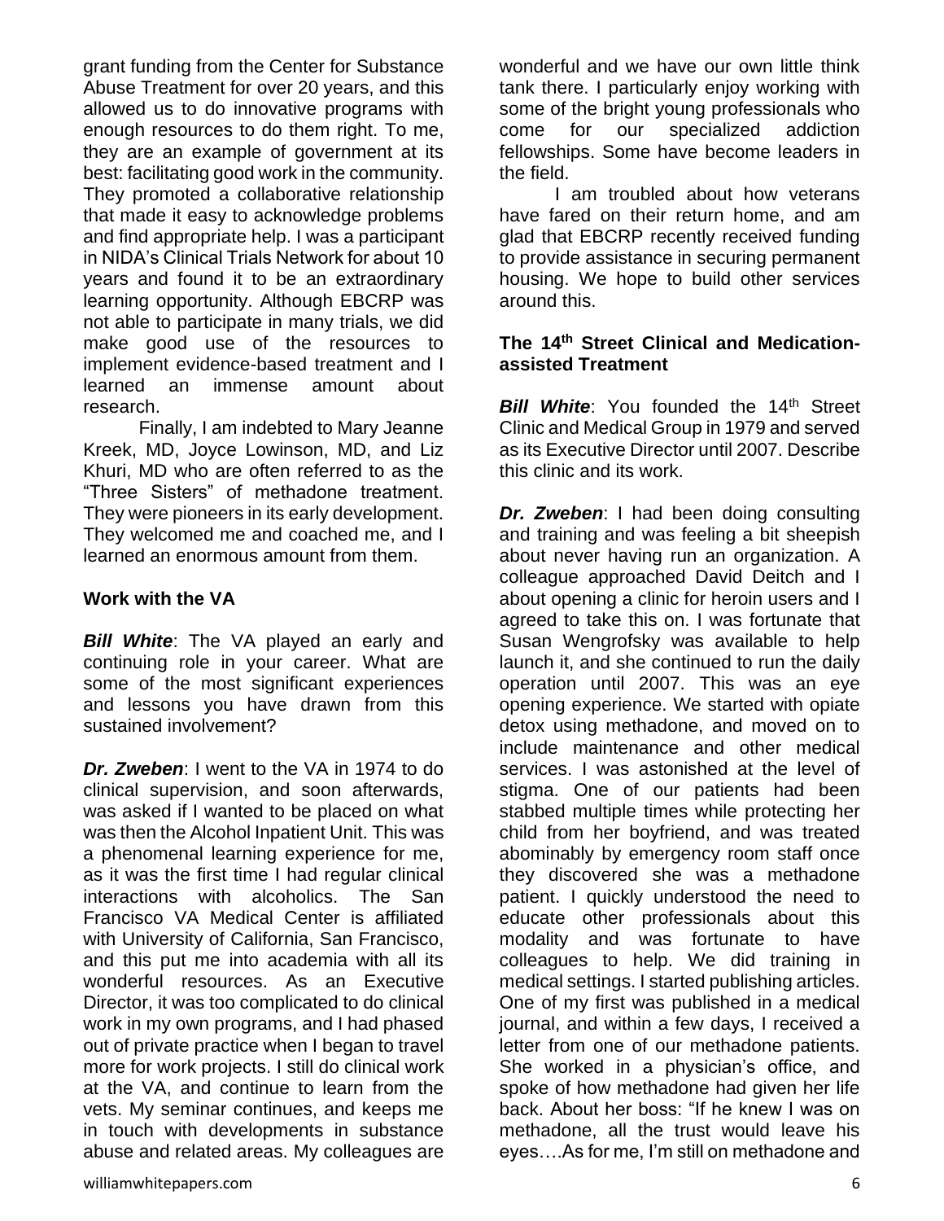grant funding from the Center for Substance Abuse Treatment for over 20 years, and this allowed us to do innovative programs with enough resources to do them right. To me, they are an example of government at its best: facilitating good work in the community. They promoted a collaborative relationship that made it easy to acknowledge problems and find appropriate help. I was a participant in NIDA's Clinical Trials Network for about 10 years and found it to be an extraordinary learning opportunity. Although EBCRP was not able to participate in many trials, we did make good use of the resources to implement evidence-based treatment and I learned an immense amount about research.

Finally, I am indebted to Mary Jeanne Kreek, MD, Joyce Lowinson, MD, and Liz Khuri, MD who are often referred to as the "Three Sisters" of methadone treatment. They were pioneers in its early development. They welcomed me and coached me, and I learned an enormous amount from them.

**Work with the VA**

***Bill White***: The VA played an early and continuing role in your career. What are some of the most significant experiences and lessons you have drawn from this sustained involvement?

***Dr. Zweben***: I went to the VA in 1974 to do clinical supervision, and soon afterwards, was asked if I wanted to be placed on what was then the Alcohol Inpatient Unit. This was a phenomenal learning experience for me, as it was the first time I had regular clinical interactions with alcoholics. The San Francisco VA Medical Center is affiliated with University of California, San Francisco, and this put me into academia with all its wonderful resources. As an Executive Director, it was too complicated to do clinical work in my own programs, and I had phased out of private practice when I began to travel more for work projects. I still do clinical work at the VA, and continue to learn from the vets. My seminar continues, and keeps me in touch with developments in substance abuse and related areas. My colleagues are wonderful and we have our own little think tank there. I particularly enjoy working with some of the bright young professionals who come for our specialized addiction fellowships. Some have become leaders in the field.

I am troubled about how veterans have fared on their return home, and am glad that EBCRP recently received funding to provide assistance in securing permanent housing. We hope to build other services around this.

**The 14th Street Clinical and Medication-assisted Treatment**

***Bill White***: You founded the 14th Street Clinic and Medical Group in 1979 and served as its Executive Director until 2007. Describe this clinic and its work.

***Dr. Zweben***: I had been doing consulting and training and was feeling a bit sheepish about never having run an organization. A colleague approached David Deitch and I about opening a clinic for heroin users and I agreed to take this on. I was fortunate that Susan Wengrofsky was available to help launch it, and she continued to run the daily operation until 2007. This was an eye opening experience. We started with opiate detox using methadone, and moved on to include maintenance and other medical services. I was astonished at the level of stigma. One of our patients had been stabbed multiple times while protecting her child from her boyfriend, and was treated abominably by emergency room staff once they discovered she was a methadone patient. I quickly understood the need to educate other professionals about this modality and was fortunate to have colleagues to help. We did training in medical settings. I started publishing articles. One of my first was published in a medical journal, and within a few days, I received a letter from one of our methadone patients. She worked in a physician's office, and spoke of how methadone had given her life back. About her boss: "If he knew I was on methadone, all the trust would leave his eyes….As for me, I'm still on methadone and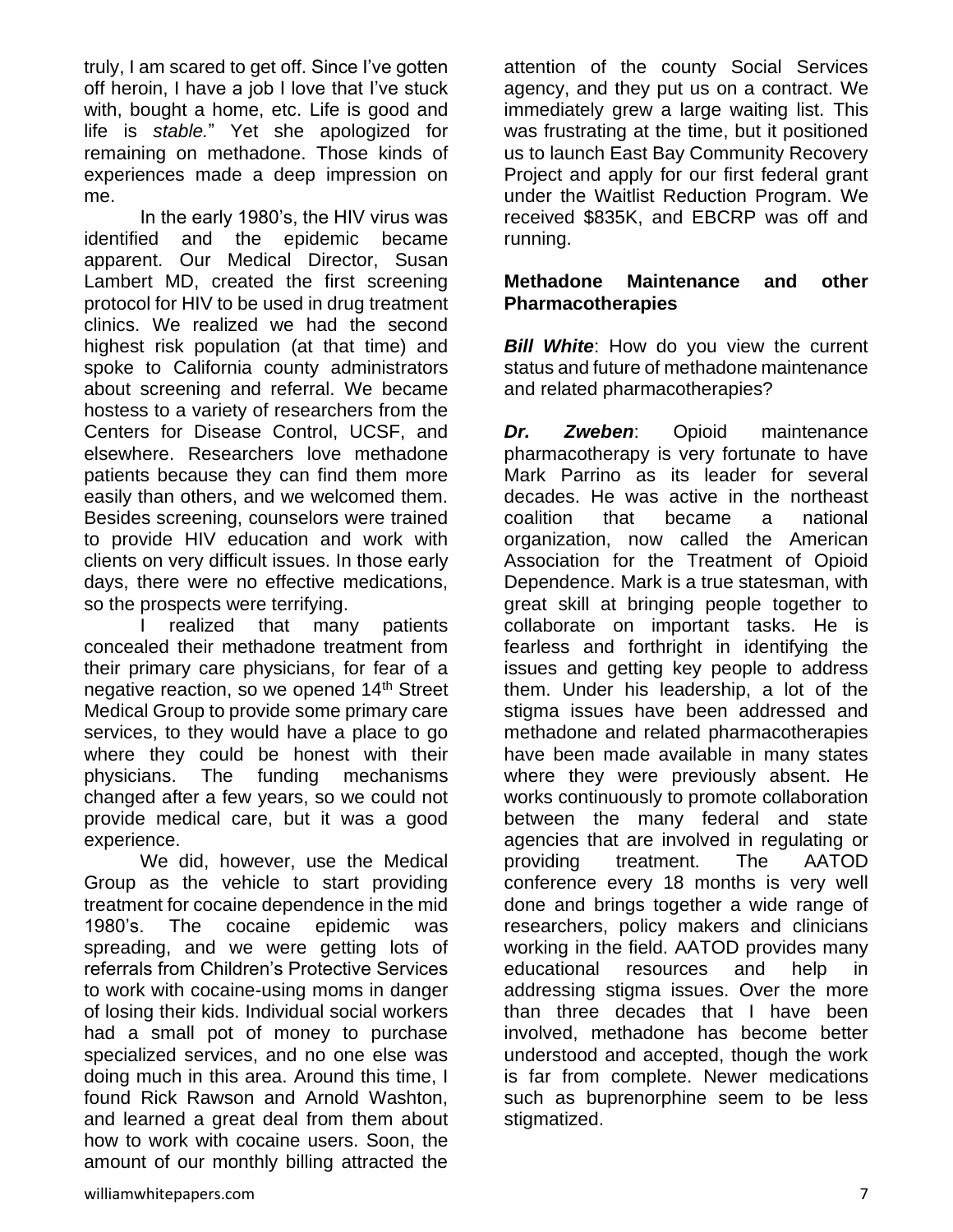truly, I am scared to get off. Since I've gotten off heroin, I have a job I love that I've stuck with, bought a home, etc. Life is good and life is *stable.*" Yet she apologized for remaining on methadone. Those kinds of experiences made a deep impression on me.

In the early 1980's, the HIV virus was identified and the epidemic became apparent. Our Medical Director, Susan Lambert MD, created the first screening protocol for HIV to be used in drug treatment clinics. We realized we had the second highest risk population (at that time) and spoke to California county administrators about screening and referral. We became hostess to a variety of researchers from the Centers for Disease Control, UCSF, and elsewhere. Researchers love methadone patients because they can find them more easily than others, and we welcomed them. Besides screening, counselors were trained to provide HIV education and work with clients on very difficult issues. In those early days, there were no effective medications, so the prospects were terrifying.

I realized that many patients concealed their methadone treatment from their primary care physicians, for fear of a negative reaction, so we opened 14th Street Medical Group to provide some primary care services, to they would have a place to go where they could be honest with their physicians. The funding mechanisms changed after a few years, so we could not provide medical care, but it was a good experience.

We did, however, use the Medical Group as the vehicle to start providing treatment for cocaine dependence in the mid 1980's. The cocaine epidemic was spreading, and we were getting lots of referrals from Children's Protective Services to work with cocaine-using moms in danger of losing their kids. Individual social workers had a small pot of money to purchase specialized services, and no one else was doing much in this area. Around this time, I found Rick Rawson and Arnold Washton, and learned a great deal from them about how to work with cocaine users. Soon, the amount of our monthly billing attracted the attention of the county Social Services agency, and they put us on a contract. We immediately grew a large waiting list. This was frustrating at the time, but it positioned us to launch East Bay Community Recovery Project and apply for our first federal grant under the Waitlist Reduction Program. We received $835K, and EBCRP was off and running.

**Methadone Maintenance and other Pharmacotherapies**

***Bill White***: How do you view the current status and future of methadone maintenance and related pharmacotherapies?

***Dr. Zweben***: Opioid maintenance pharmacotherapy is very fortunate to have Mark Parrino as its leader for several decades. He was active in the northeast coalition that became a national organization, now called the American Association for the Treatment of Opioid Dependence. Mark is a true statesman, with great skill at bringing people together to collaborate on important tasks. He is fearless and forthright in identifying the issues and getting key people to address them. Under his leadership, a lot of the stigma issues have been addressed and methadone and related pharmacotherapies have been made available in many states where they were previously absent. He works continuously to promote collaboration between the many federal and state agencies that are involved in regulating or providing treatment. The AATOD conference every 18 months is very well done and brings together a wide range of researchers, policy makers and clinicians working in the field. AATOD provides many educational resources and help in addressing stigma issues. Over the more than three decades that I have been involved, methadone has become better understood and accepted, though the work is far from complete. Newer medications such as buprenorphine seem to be less stigmatized.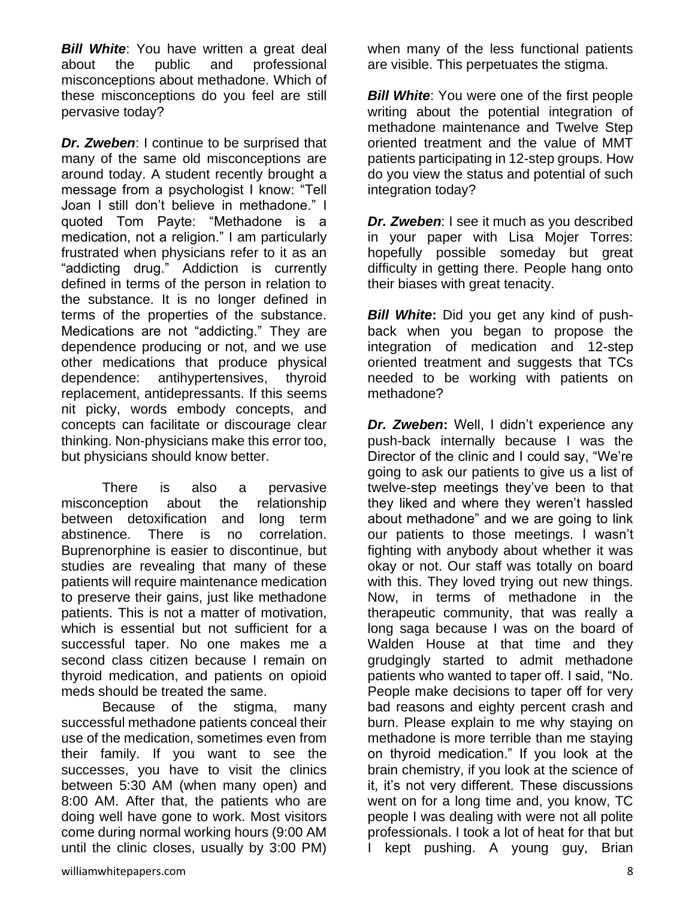***Bill White***: You have written a great deal about the public and professional misconceptions about methadone. Which of these misconceptions do you feel are still pervasive today?

***Dr. Zweben***: I continue to be surprised that many of the same old misconceptions are around today. A student recently brought a message from a psychologist I know: "Tell Joan I still don't believe in methadone." I quoted Tom Payte: "Methadone is a medication, not a religion." I am particularly frustrated when physicians refer to it as an "addicting drug." Addiction is currently defined in terms of the person in relation to the substance. It is no longer defined in terms of the properties of the substance. Medications are not "addicting." They are dependence producing or not, and we use other medications that produce physical dependence: antihypertensives, thyroid replacement, antidepressants. If this seems nit picky, words embody concepts, and concepts can facilitate or discourage clear thinking. Non-physicians make this error too, but physicians should know better.

There is also a pervasive misconception about the relationship between detoxification and long term abstinence. There is no correlation. Buprenorphine is easier to discontinue, but studies are revealing that many of these patients will require maintenance medication to preserve their gains, just like methadone patients. This is not a matter of motivation, which is essential but not sufficient for a successful taper. No one makes me a second class citizen because I remain on thyroid medication, and patients on opioid meds should be treated the same.

Because of the stigma, many successful methadone patients conceal their use of the medication, sometimes even from their family. If you want to see the successes, you have to visit the clinics between 5:30 AM (when many open) and 8:00 AM. After that, the patients who are doing well have gone to work. Most visitors come during normal working hours (9:00 AM until the clinic closes, usually by 3:00 PM) when many of the less functional patients are visible. This perpetuates the stigma.

***Bill White***: You were one of the first people writing about the potential integration of methadone maintenance and Twelve Step oriented treatment and the value of MMT patients participating in 12-step groups. How do you view the status and potential of such integration today?

***Dr. Zweben***: I see it much as you described in your paper with Lisa Mojer Torres: hopefully possible someday but great difficulty in getting there. People hang onto their biases with great tenacity.

***Bill White*:** Did you get any kind of push-back when you began to propose the integration of medication and 12-step oriented treatment and suggests that TCs needed to be working with patients on methadone?

***Dr. Zweben*:** Well, I didn't experience any push-back internally because I was the Director of the clinic and I could say, "We're going to ask our patients to give us a list of twelve-step meetings they've been to that they liked and where they weren't hassled about methadone" and we are going to link our patients to those meetings. I wasn't fighting with anybody about whether it was okay or not. Our staff was totally on board with this. They loved trying out new things. Now, in terms of methadone in the therapeutic community, that was really a long saga because I was on the board of Walden House at that time and they grudgingly started to admit methadone patients who wanted to taper off. I said, "No. People make decisions to taper off for very bad reasons and eighty percent crash and burn. Please explain to me why staying on methadone is more terrible than me staying on thyroid medication." If you look at the brain chemistry, if you look at the science of it, it's not very different. These discussions went on for a long time and, you know, TC people I was dealing with were not all polite professionals. I took a lot of heat for that but I kept pushing. A young guy, Brian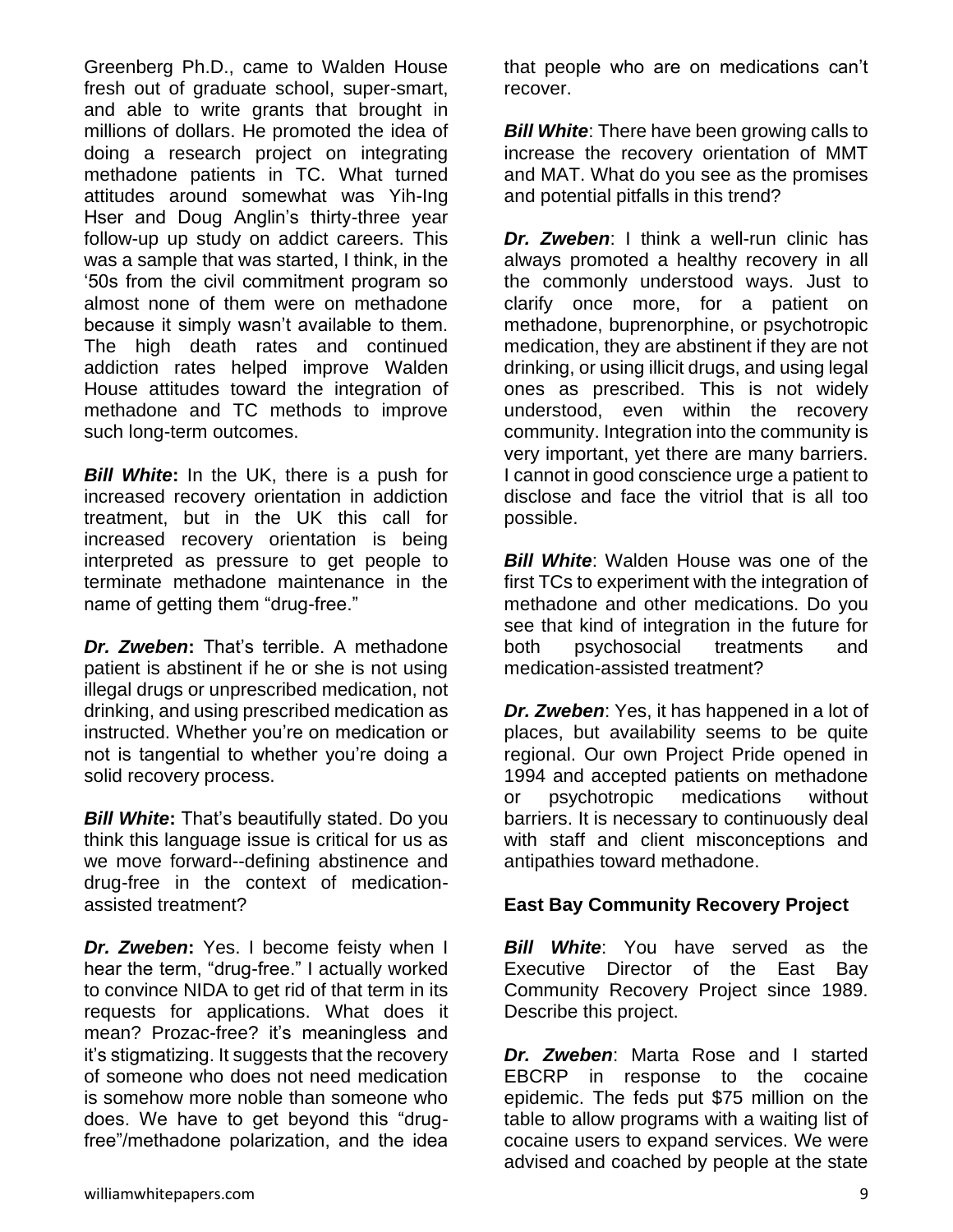Greenberg Ph.D., came to Walden House fresh out of graduate school, super-smart, and able to write grants that brought in millions of dollars. He promoted the idea of doing a research project on integrating methadone patients in TC. What turned attitudes around somewhat was Yih-Ing Hser and Doug Anglin's thirty-three year follow-up up study on addict careers. This was a sample that was started, I think, in the '50s from the civil commitment program so almost none of them were on methadone because it simply wasn't available to them. The high death rates and continued addiction rates helped improve Walden House attitudes toward the integration of methadone and TC methods to improve such long-term outcomes.

***Bill White*****:** In the UK, there is a push for increased recovery orientation in addiction treatment, but in the UK this call for increased recovery orientation is being interpreted as pressure to get people to terminate methadone maintenance in the name of getting them "drug-free."

***Dr. Zweben*****:** That's terrible. A methadone patient is abstinent if he or she is not using illegal drugs or unprescribed medication, not drinking, and using prescribed medication as instructed. Whether you're on medication or not is tangential to whether you're doing a solid recovery process.

***Bill White*****:** That's beautifully stated. Do you think this language issue is critical for us as we move forward--defining abstinence and drug-free in the context of medication-assisted treatment?

***Dr. Zweben*****:** Yes. I become feisty when I hear the term, "drug-free." I actually worked to convince NIDA to get rid of that term in its requests for applications. What does it mean? Prozac-free? it's meaningless and it's stigmatizing. It suggests that the recovery of someone who does not need medication is somehow more noble than someone who does. We have to get beyond this "drug-free"/methadone polarization, and the idea that people who are on medications can't recover.

***Bill White***: There have been growing calls to increase the recovery orientation of MMT and MAT. What do you see as the promises and potential pitfalls in this trend?

***Dr. Zweben***: I think a well-run clinic has always promoted a healthy recovery in all the commonly understood ways. Just to clarify once more, for a patient on methadone, buprenorphine, or psychotropic medication, they are abstinent if they are not drinking, or using illicit drugs, and using legal ones as prescribed. This is not widely understood, even within the recovery community. Integration into the community is very important, yet there are many barriers. I cannot in good conscience urge a patient to disclose and face the vitriol that is all too possible.

***Bill White***: Walden House was one of the first TCs to experiment with the integration of methadone and other medications. Do you see that kind of integration in the future for both psychosocial treatments and medication-assisted treatment?

***Dr. Zweben***: Yes, it has happened in a lot of places, but availability seems to be quite regional. Our own Project Pride opened in 1994 and accepted patients on methadone or psychotropic medications without barriers. It is necessary to continuously deal with staff and client misconceptions and antipathies toward methadone.

**East Bay Community Recovery Project**

***Bill White***: You have served as the Executive Director of the East Bay Community Recovery Project since 1989. Describe this project.

***Dr. Zweben***: Marta Rose and I started EBCRP in response to the cocaine epidemic. The feds put $75 million on the table to allow programs with a waiting list of cocaine users to expand services. We were advised and coached by people at the state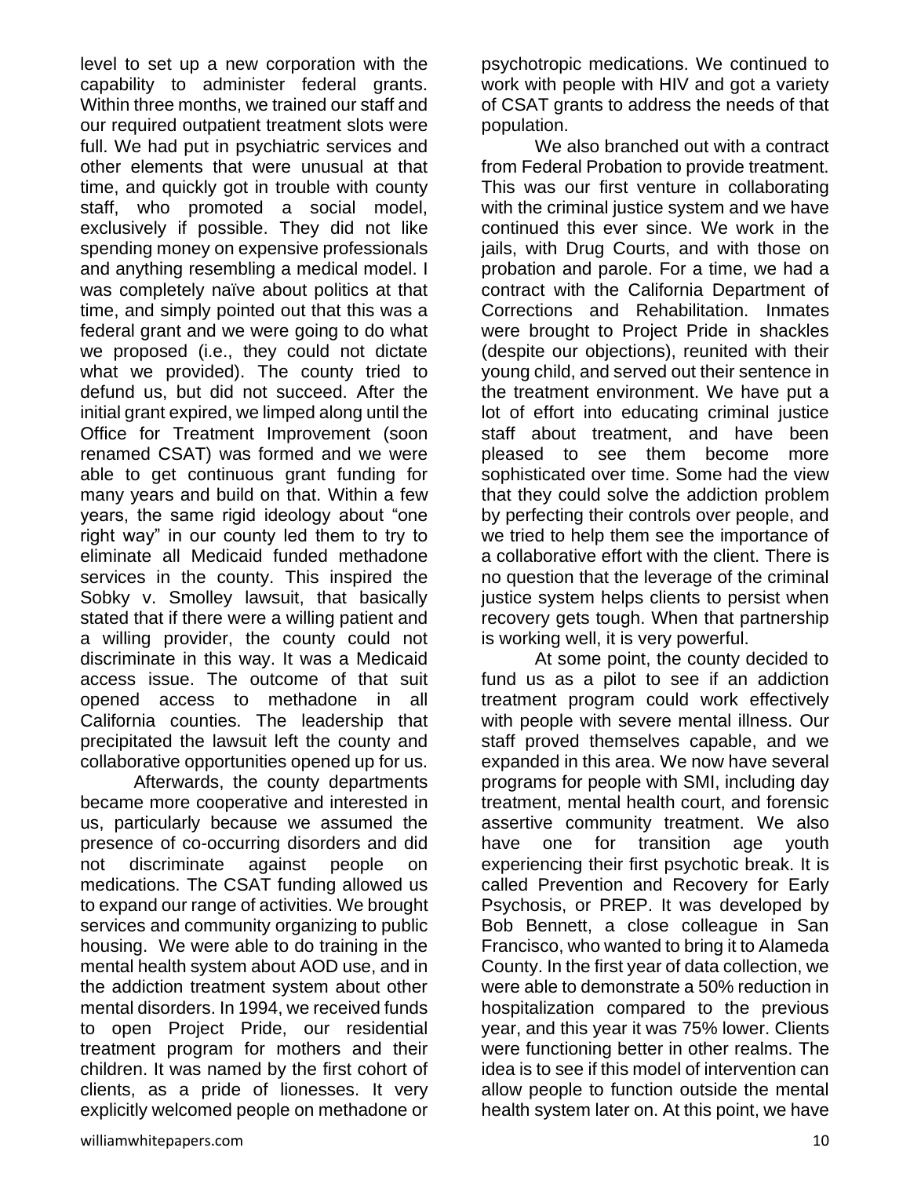level to set up a new corporation with the capability to administer federal grants. Within three months, we trained our staff and our required outpatient treatment slots were full. We had put in psychiatric services and other elements that were unusual at that time, and quickly got in trouble with county staff, who promoted a social model, exclusively if possible. They did not like spending money on expensive professionals and anything resembling a medical model. I was completely naïve about politics at that time, and simply pointed out that this was a federal grant and we were going to do what we proposed (i.e., they could not dictate what we provided). The county tried to defund us, but did not succeed. After the initial grant expired, we limped along until the Office for Treatment Improvement (soon renamed CSAT) was formed and we were able to get continuous grant funding for many years and build on that. Within a few years, the same rigid ideology about "one right way" in our county led them to try to eliminate all Medicaid funded methadone services in the county. This inspired the Sobky v. Smolley lawsuit, that basically stated that if there were a willing patient and a willing provider, the county could not discriminate in this way. It was a Medicaid access issue. The outcome of that suit opened access to methadone in all California counties. The leadership that precipitated the lawsuit left the county and collaborative opportunities opened up for us.

Afterwards, the county departments became more cooperative and interested in us, particularly because we assumed the presence of co-occurring disorders and did not discriminate against people on medications. The CSAT funding allowed us to expand our range of activities. We brought services and community organizing to public housing. We were able to do training in the mental health system about AOD use, and in the addiction treatment system about other mental disorders. In 1994, we received funds to open Project Pride, our residential treatment program for mothers and their children. It was named by the first cohort of clients, as a pride of lionesses. It very explicitly welcomed people on methadone or psychotropic medications. We continued to work with people with HIV and got a variety of CSAT grants to address the needs of that population.

We also branched out with a contract from Federal Probation to provide treatment. This was our first venture in collaborating with the criminal justice system and we have continued this ever since. We work in the jails, with Drug Courts, and with those on probation and parole. For a time, we had a contract with the California Department of Corrections and Rehabilitation. Inmates were brought to Project Pride in shackles (despite our objections), reunited with their young child, and served out their sentence in the treatment environment. We have put a lot of effort into educating criminal justice staff about treatment, and have been pleased to see them become more sophisticated over time. Some had the view that they could solve the addiction problem by perfecting their controls over people, and we tried to help them see the importance of a collaborative effort with the client. There is no question that the leverage of the criminal justice system helps clients to persist when recovery gets tough. When that partnership is working well, it is very powerful.

At some point, the county decided to fund us as a pilot to see if an addiction treatment program could work effectively with people with severe mental illness. Our staff proved themselves capable, and we expanded in this area. We now have several programs for people with SMI, including day treatment, mental health court, and forensic assertive community treatment. We also have one for transition age youth experiencing their first psychotic break. It is called Prevention and Recovery for Early Psychosis, or PREP. It was developed by Bob Bennett, a close colleague in San Francisco, who wanted to bring it to Alameda County. In the first year of data collection, we were able to demonstrate a 50% reduction in hospitalization compared to the previous year, and this year it was 75% lower. Clients were functioning better in other realms. The idea is to see if this model of intervention can allow people to function outside the mental health system later on. At this point, we have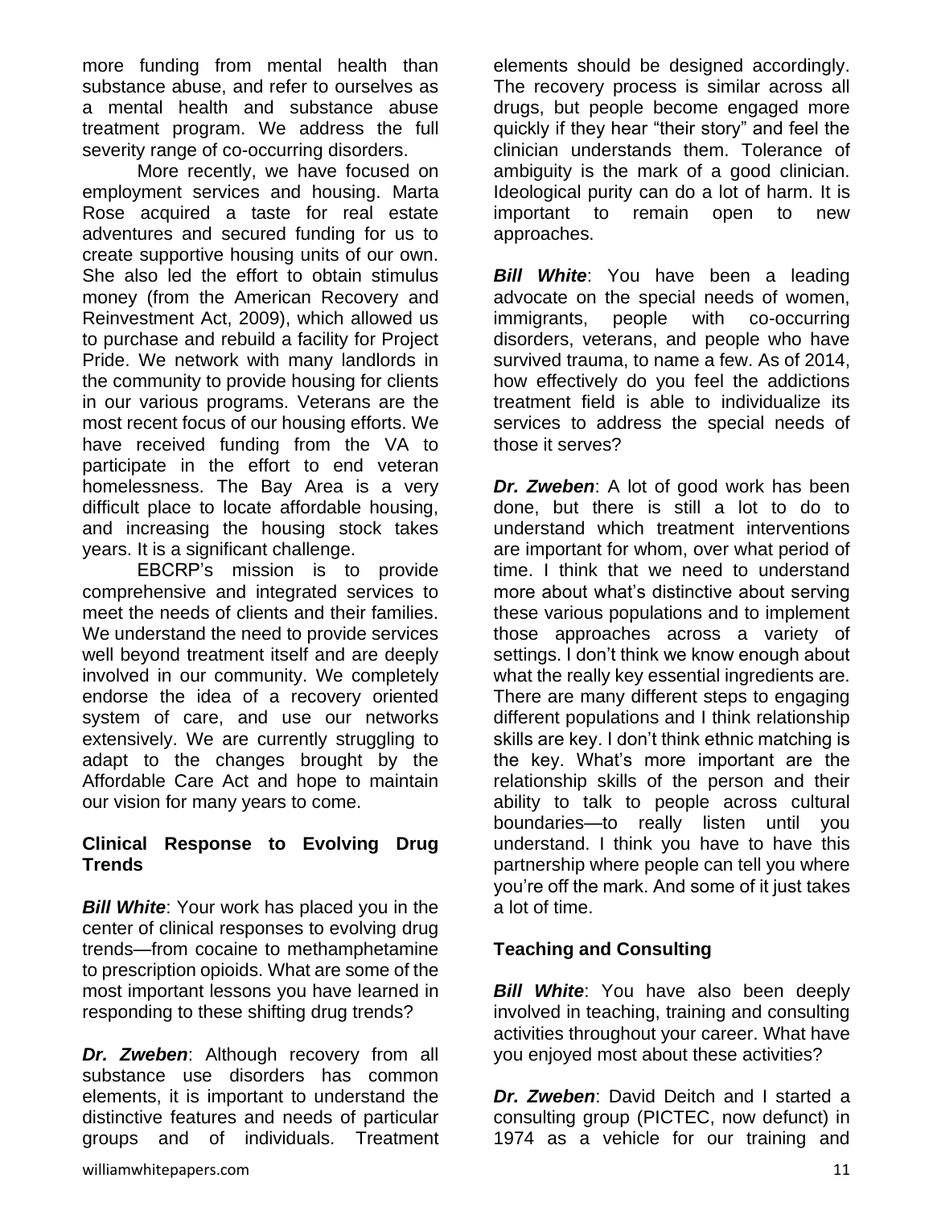more funding from mental health than substance abuse, and refer to ourselves as a mental health and substance abuse treatment program. We address the full severity range of co-occurring disorders.

More recently, we have focused on employment services and housing. Marta Rose acquired a taste for real estate adventures and secured funding for us to create supportive housing units of our own. She also led the effort to obtain stimulus money (from the American Recovery and Reinvestment Act, 2009), which allowed us to purchase and rebuild a facility for Project Pride. We network with many landlords in the community to provide housing for clients in our various programs. Veterans are the most recent focus of our housing efforts. We have received funding from the VA to participate in the effort to end veteran homelessness. The Bay Area is a very difficult place to locate affordable housing, and increasing the housing stock takes years. It is a significant challenge.

EBCRP's mission is to provide comprehensive and integrated services to meet the needs of clients and their families. We understand the need to provide services well beyond treatment itself and are deeply involved in our community. We completely endorse the idea of a recovery oriented system of care, and use our networks extensively. We are currently struggling to adapt to the changes brought by the Affordable Care Act and hope to maintain our vision for many years to come.

### Clinical Response to Evolving Drug Trends

***Bill White***: Your work has placed you in the center of clinical responses to evolving drug trends—from cocaine to methamphetamine to prescription opioids. What are some of the most important lessons you have learned in responding to these shifting drug trends?

***Dr. Zweben***: Although recovery from all substance use disorders has common elements, it is important to understand the distinctive features and needs of particular groups and of individuals. Treatment elements should be designed accordingly. The recovery process is similar across all drugs, but people become engaged more quickly if they hear "their story" and feel the clinician understands them. Tolerance of ambiguity is the mark of a good clinician. Ideological purity can do a lot of harm. It is important to remain open to new approaches.

***Bill White***: You have been a leading advocate on the special needs of women, immigrants, people with co-occurring disorders, veterans, and people who have survived trauma, to name a few. As of 2014, how effectively do you feel the addictions treatment field is able to individualize its services to address the special needs of those it serves?

***Dr. Zweben***: A lot of good work has been done, but there is still a lot to do to understand which treatment interventions are important for whom, over what period of time. I think that we need to understand more about what's distinctive about serving these various populations and to implement those approaches across a variety of settings. I don't think we know enough about what the really key essential ingredients are. There are many different steps to engaging different populations and I think relationship skills are key. I don't think ethnic matching is the key. What's more important are the relationship skills of the person and their ability to talk to people across cultural boundaries—to really listen until you understand. I think you have to have this partnership where people can tell you where you're off the mark. And some of it just takes a lot of time.

### Teaching and Consulting

***Bill White***: You have also been deeply involved in teaching, training and consulting activities throughout your career. What have you enjoyed most about these activities?

***Dr. Zweben***: David Deitch and I started a consulting group (PICTEC, now defunct) in 1974 as a vehicle for our training and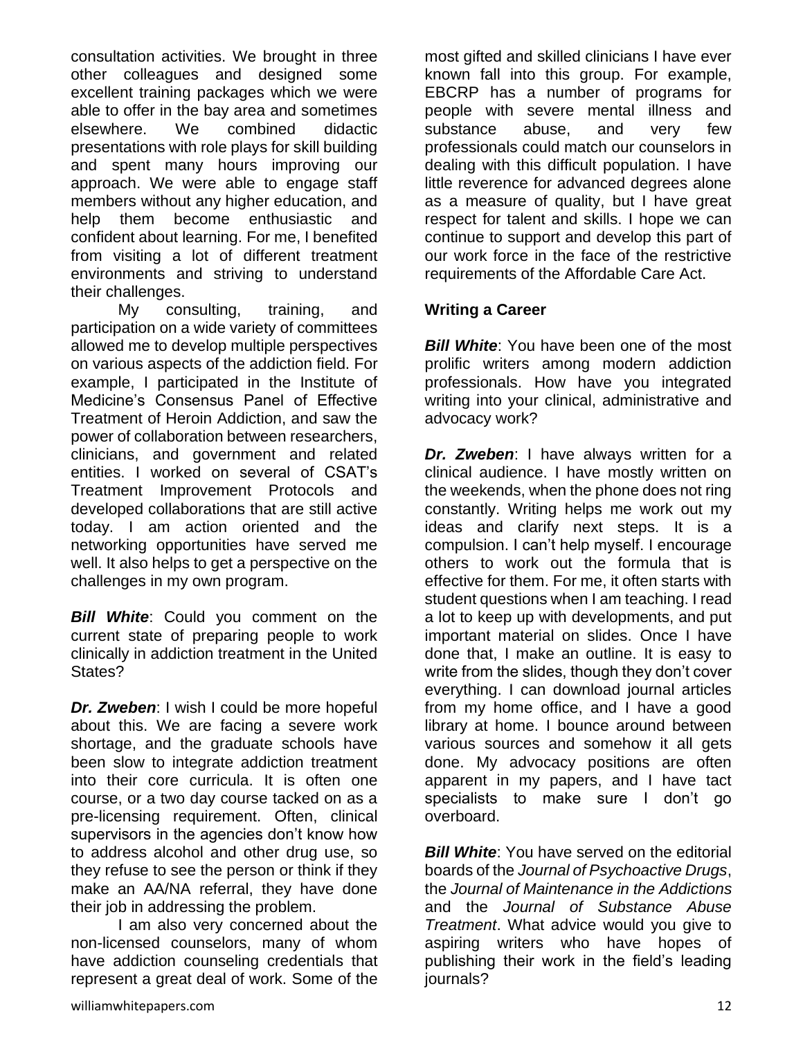consultation activities. We brought in three other colleagues and designed some excellent training packages which we were able to offer in the bay area and sometimes elsewhere. We combined didactic presentations with role plays for skill building and spent many hours improving our approach. We were able to engage staff members without any higher education, and help them become enthusiastic and confident about learning. For me, I benefited from visiting a lot of different treatment environments and striving to understand their challenges.

My consulting, training, and participation on a wide variety of committees allowed me to develop multiple perspectives on various aspects of the addiction field. For example, I participated in the Institute of Medicine's Consensus Panel of Effective Treatment of Heroin Addiction, and saw the power of collaboration between researchers, clinicians, and government and related entities. I worked on several of CSAT's Treatment Improvement Protocols and developed collaborations that are still active today. I am action oriented and the networking opportunities have served me well. It also helps to get a perspective on the challenges in my own program.

***Bill White***: Could you comment on the current state of preparing people to work clinically in addiction treatment in the United States?

***Dr. Zweben***: I wish I could be more hopeful about this. We are facing a severe work shortage, and the graduate schools have been slow to integrate addiction treatment into their core curricula. It is often one course, or a two day course tacked on as a pre-licensing requirement. Often, clinical supervisors in the agencies don't know how to address alcohol and other drug use, so they refuse to see the person or think if they make an AA/NA referral, they have done their job in addressing the problem.

I am also very concerned about the non-licensed counselors, many of whom have addiction counseling credentials that represent a great deal of work. Some of the most gifted and skilled clinicians I have ever known fall into this group. For example, EBCRP has a number of programs for people with severe mental illness and substance abuse, and very few professionals could match our counselors in dealing with this difficult population. I have little reverence for advanced degrees alone as a measure of quality, but I have great respect for talent and skills. I hope we can continue to support and develop this part of our work force in the face of the restrictive requirements of the Affordable Care Act.

**Writing a Career**

***Bill White***: You have been one of the most prolific writers among modern addiction professionals. How have you integrated writing into your clinical, administrative and advocacy work?

***Dr. Zweben***: I have always written for a clinical audience. I have mostly written on the weekends, when the phone does not ring constantly. Writing helps me work out my ideas and clarify next steps. It is a compulsion. I can't help myself. I encourage others to work out the formula that is effective for them. For me, it often starts with student questions when I am teaching. I read a lot to keep up with developments, and put important material on slides. Once I have done that, I make an outline. It is easy to write from the slides, though they don't cover everything. I can download journal articles from my home office, and I have a good library at home. I bounce around between various sources and somehow it all gets done. My advocacy positions are often apparent in my papers, and I have tact specialists to make sure I don't go overboard.

***Bill White***: You have served on the editorial boards of the *Journal of Psychoactive Drugs*, the *Journal of Maintenance in the Addictions* and the *Journal of Substance Abuse Treatment*. What advice would you give to aspiring writers who have hopes of publishing their work in the field's leading journals?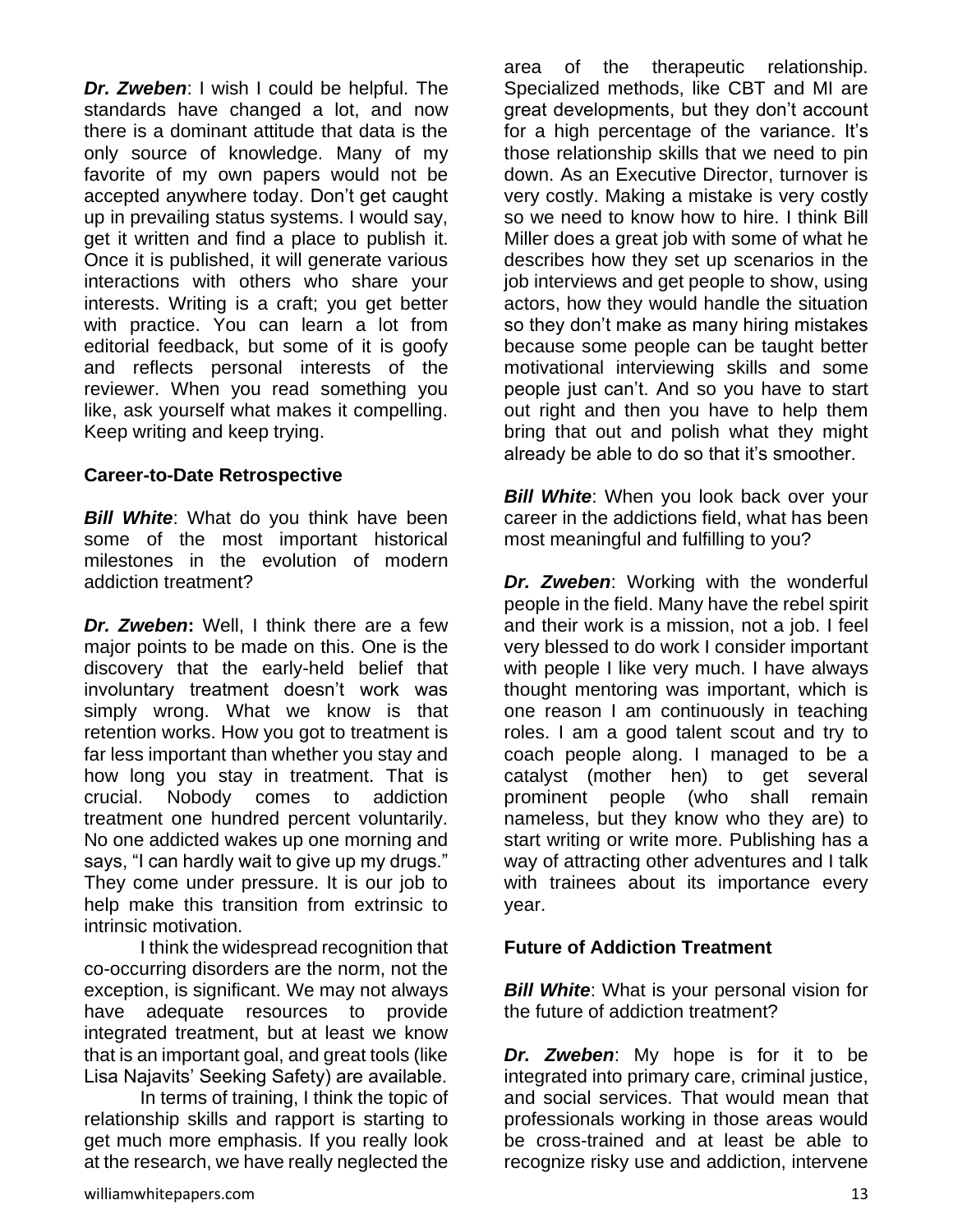***Dr. Zweben***: I wish I could be helpful. The standards have changed a lot, and now there is a dominant attitude that data is the only source of knowledge. Many of my favorite of my own papers would not be accepted anywhere today. Don't get caught up in prevailing status systems. I would say, get it written and find a place to publish it. Once it is published, it will generate various interactions with others who share your interests. Writing is a craft; you get better with practice. You can learn a lot from editorial feedback, but some of it is goofy and reflects personal interests of the reviewer. When you read something you like, ask yourself what makes it compelling. Keep writing and keep trying.

**Career-to-Date Retrospective**

***Bill White***: What do you think have been some of the most important historical milestones in the evolution of modern addiction treatment?

***Dr. Zweben*:** Well, I think there are a few major points to be made on this. One is the discovery that the early-held belief that involuntary treatment doesn't work was simply wrong. What we know is that retention works. How you got to treatment is far less important than whether you stay and how long you stay in treatment. That is crucial. Nobody comes to addiction treatment one hundred percent voluntarily. No one addicted wakes up one morning and says, "I can hardly wait to give up my drugs." They come under pressure. It is our job to help make this transition from extrinsic to intrinsic motivation.

I think the widespread recognition that co-occurring disorders are the norm, not the exception, is significant. We may not always have adequate resources to provide integrated treatment, but at least we know that is an important goal, and great tools (like Lisa Najavits' Seeking Safety) are available.

In terms of training, I think the topic of relationship skills and rapport is starting to get much more emphasis. If you really look at the research, we have really neglected the area of the therapeutic relationship. Specialized methods, like CBT and MI are great developments, but they don't account for a high percentage of the variance. It's those relationship skills that we need to pin down. As an Executive Director, turnover is very costly. Making a mistake is very costly so we need to know how to hire. I think Bill Miller does a great job with some of what he describes how they set up scenarios in the job interviews and get people to show, using actors, how they would handle the situation so they don't make as many hiring mistakes because some people can be taught better motivational interviewing skills and some people just can't. And so you have to start out right and then you have to help them bring that out and polish what they might already be able to do so that it's smoother.

***Bill White***: When you look back over your career in the addictions field, what has been most meaningful and fulfilling to you?

***Dr. Zweben***: Working with the wonderful people in the field. Many have the rebel spirit and their work is a mission, not a job. I feel very blessed to do work I consider important with people I like very much. I have always thought mentoring was important, which is one reason I am continuously in teaching roles. I am a good talent scout and try to coach people along. I managed to be a catalyst (mother hen) to get several prominent people (who shall remain nameless, but they know who they are) to start writing or write more. Publishing has a way of attracting other adventures and I talk with trainees about its importance every year.

**Future of Addiction Treatment**

***Bill White***: What is your personal vision for the future of addiction treatment?

***Dr. Zweben***: My hope is for it to be integrated into primary care, criminal justice, and social services. That would mean that professionals working in those areas would be cross-trained and at least be able to recognize risky use and addiction, intervene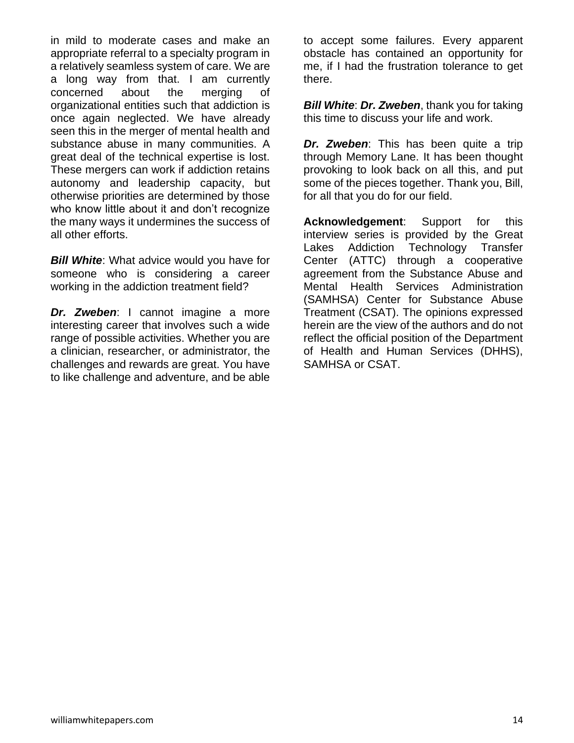in mild to moderate cases and make an appropriate referral to a specialty program in a relatively seamless system of care. We are a long way from that. I am currently concerned about the merging of organizational entities such that addiction is once again neglected. We have already seen this in the merger of mental health and substance abuse in many communities. A great deal of the technical expertise is lost. These mergers can work if addiction retains autonomy and leadership capacity, but otherwise priorities are determined by those who know little about it and don't recognize the many ways it undermines the success of all other efforts.

***Bill White***: What advice would you have for someone who is considering a career working in the addiction treatment field?

***Dr. Zweben***: I cannot imagine a more interesting career that involves such a wide range of possible activities. Whether you are a clinician, researcher, or administrator, the challenges and rewards are great. You have to like challenge and adventure, and be able to accept some failures. Every apparent obstacle has contained an opportunity for me, if I had the frustration tolerance to get there.

***Bill White***: ***Dr. Zweben***, thank you for taking this time to discuss your life and work.

***Dr. Zweben***: This has been quite a trip through Memory Lane. It has been thought provoking to look back on all this, and put some of the pieces together. Thank you, Bill, for all that you do for our field.

**Acknowledgement**: Support for this interview series is provided by the Great Lakes Addiction Technology Transfer Center (ATTC) through a cooperative agreement from the Substance Abuse and Mental Health Services Administration (SAMHSA) Center for Substance Abuse Treatment (CSAT). The opinions expressed herein are the view of the authors and do not reflect the official position of the Department of Health and Human Services (DHHS), SAMHSA or CSAT.